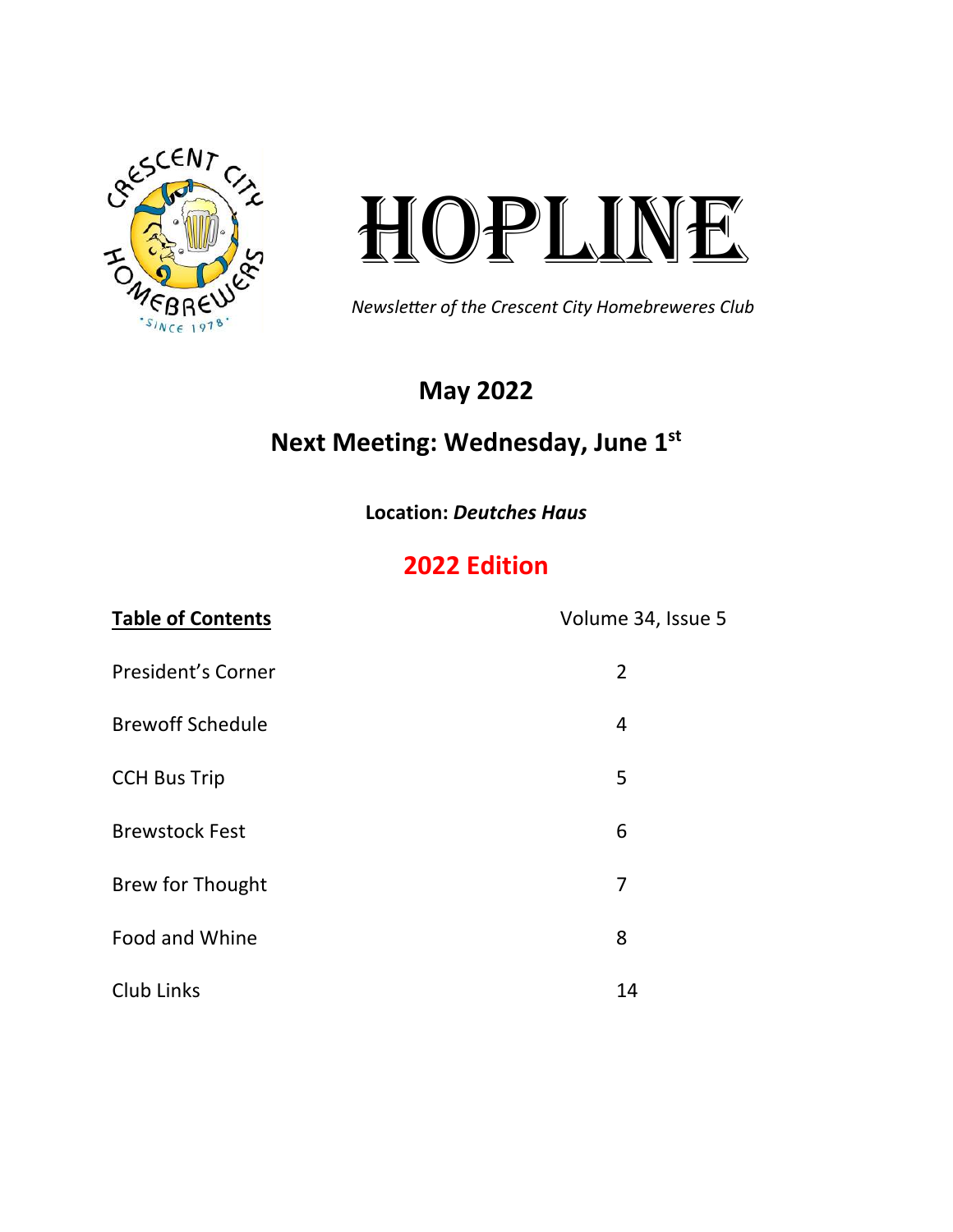# HOPLINE

*Newsletter of the Crescent City Homebreweres Club*

## May 2022

## Next Meeting: Wednesday, June 1st

**Location:** ***Deutches Haus***

## 2022 Edition

| **Table of Contents** | Volume 34, Issue 5 |
|---|---|
| President's Corner | 2 |
| Brewoff Schedule | 4 |
| CCH Bus Trip | 5 |
| Brewstock Fest | 6 |
| Brew for Thought | 7 |
| Food and Whine | 8 |
| Club Links | 14 |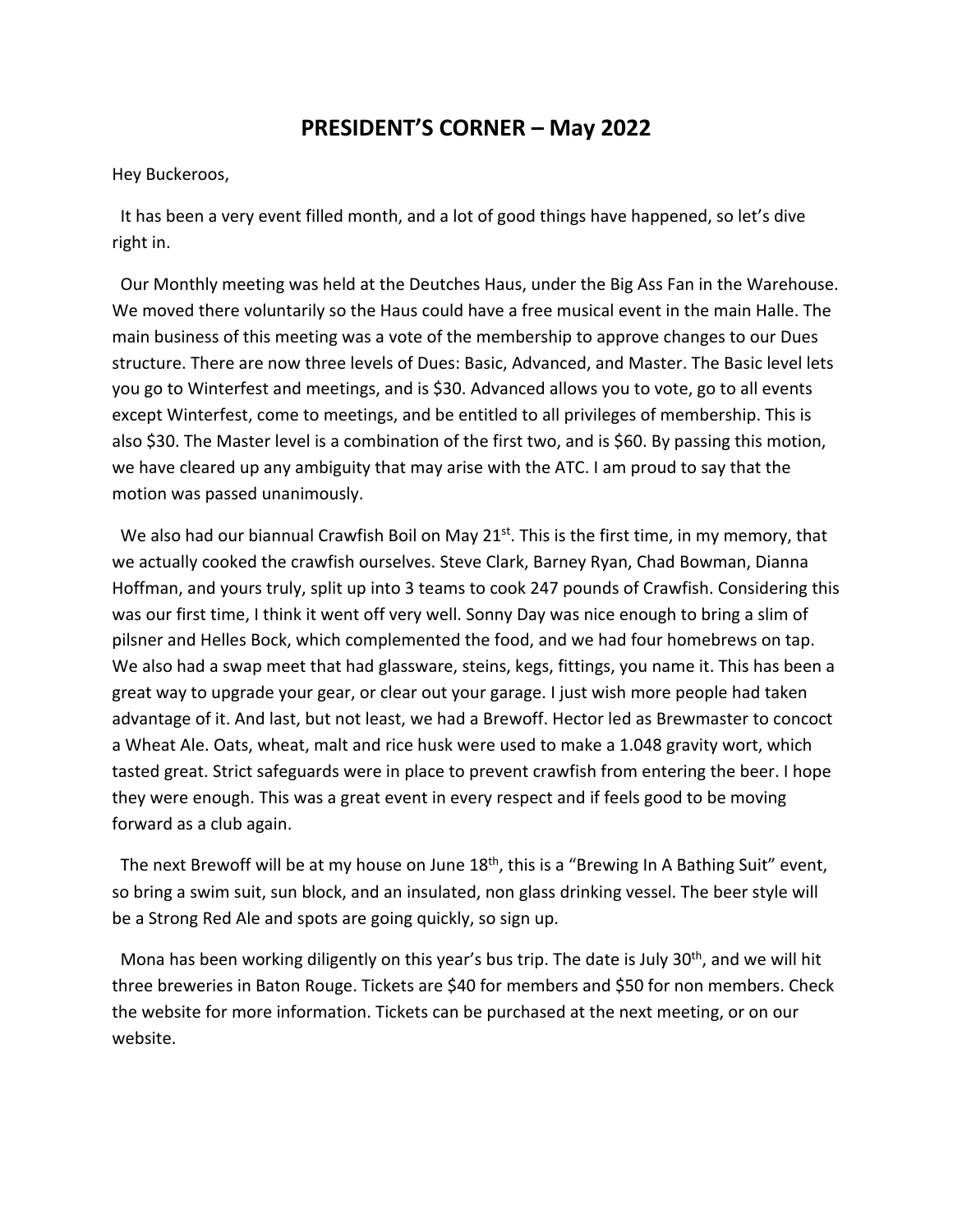# PRESIDENT'S CORNER – May 2022

Hey Buckeroos,

It has been a very event filled month, and a lot of good things have happened, so let's dive right in.

Our Monthly meeting was held at the Deutches Haus, under the Big Ass Fan in the Warehouse. We moved there voluntarily so the Haus could have a free musical event in the main Halle. The main business of this meeting was a vote of the membership to approve changes to our Dues structure. There are now three levels of Dues: Basic, Advanced, and Master. The Basic level lets you go to Winterfest and meetings, and is $30. Advanced allows you to vote, go to all events except Winterfest, come to meetings, and be entitled to all privileges of membership. This is also $30. The Master level is a combination of the first two, and is $60. By passing this motion, we have cleared up any ambiguity that may arise with the ATC. I am proud to say that the motion was passed unanimously.

We also had our biannual Crawfish Boil on May 21st. This is the first time, in my memory, that we actually cooked the crawfish ourselves. Steve Clark, Barney Ryan, Chad Bowman, Dianna Hoffman, and yours truly, split up into 3 teams to cook 247 pounds of Crawfish. Considering this was our first time, I think it went off very well. Sonny Day was nice enough to bring a slim of pilsner and Helles Bock, which complemented the food, and we had four homebrews on tap. We also had a swap meet that had glassware, steins, kegs, fittings, you name it. This has been a great way to upgrade your gear, or clear out your garage. I just wish more people had taken advantage of it. And last, but not least, we had a Brewoff. Hector led as Brewmaster to concoct a Wheat Ale. Oats, wheat, malt and rice husk were used to make a 1.048 gravity wort, which tasted great. Strict safeguards were in place to prevent crawfish from entering the beer. I hope they were enough. This was a great event in every respect and if feels good to be moving forward as a club again.

The next Brewoff will be at my house on June 18th, this is a "Brewing In A Bathing Suit" event, so bring a swim suit, sun block, and an insulated, non glass drinking vessel. The beer style will be a Strong Red Ale and spots are going quickly, so sign up.

Mona has been working diligently on this year's bus trip. The date is July 30th, and we will hit three breweries in Baton Rouge. Tickets are $40 for members and $50 for non members. Check the website for more information. Tickets can be purchased at the next meeting, or on our website.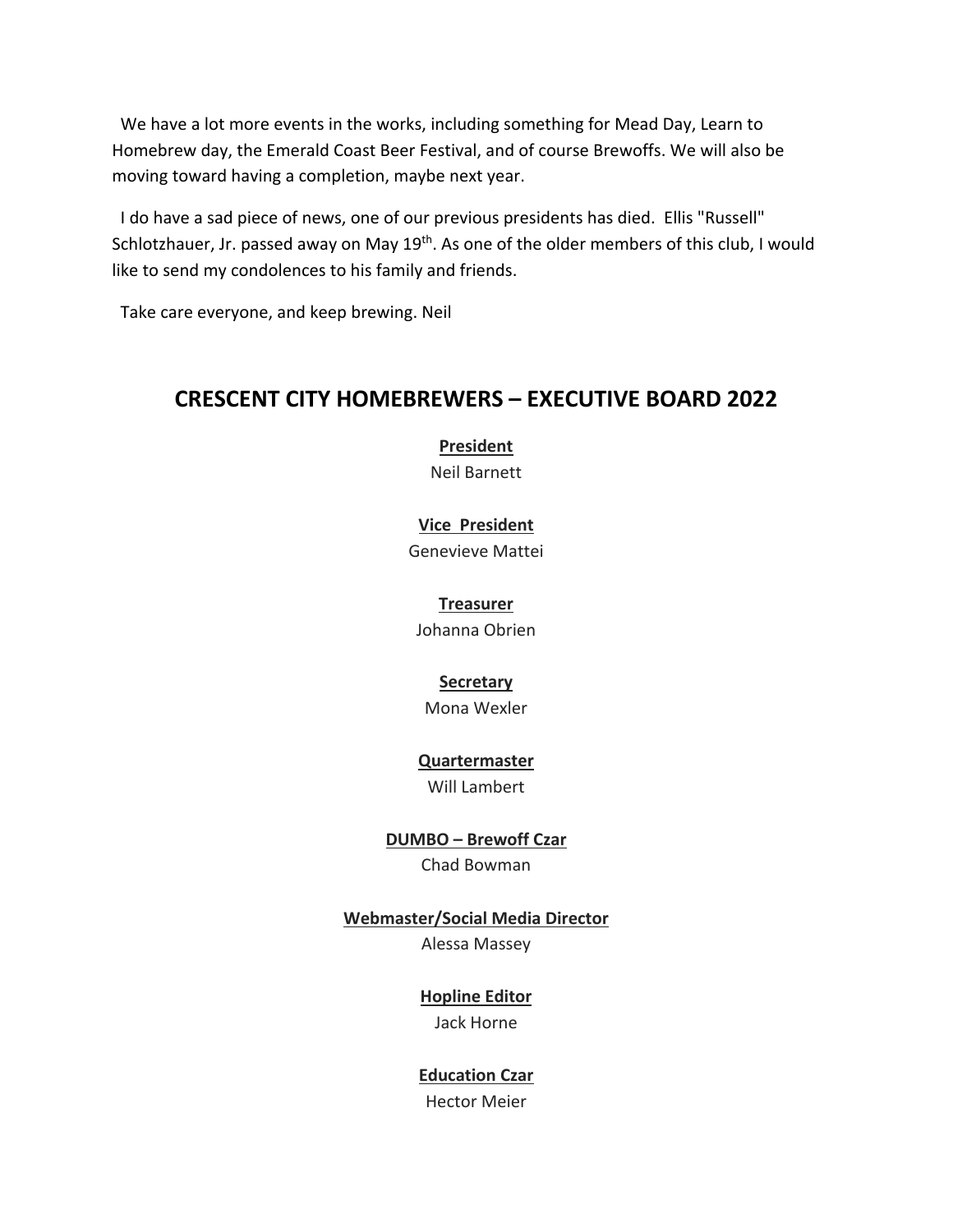We have a lot more events in the works, including something for Mead Day, Learn to Homebrew day, the Emerald Coast Beer Festival, and of course Brewoffs. We will also be moving toward having a completion, maybe next year.

I do have a sad piece of news, one of our previous presidents has died. Ellis "Russell" Schlotzhauer, Jr. passed away on May 19th. As one of the older members of this club, I would like to send my condolences to his family and friends.

Take care everyone, and keep brewing. Neil

## CRESCENT CITY HOMEBREWERS – EXECUTIVE BOARD 2022

**President**
Neil Barnett

**Vice President**
Genevieve Mattei

**Treasurer**
Johanna Obrien

**Secretary**
Mona Wexler

**Quartermaster**
Will Lambert

**DUMBO – Brewoff Czar**
Chad Bowman

**Webmaster/Social Media Director**
Alessa Massey

**Hopline Editor**
Jack Horne

**Education Czar**
Hector Meier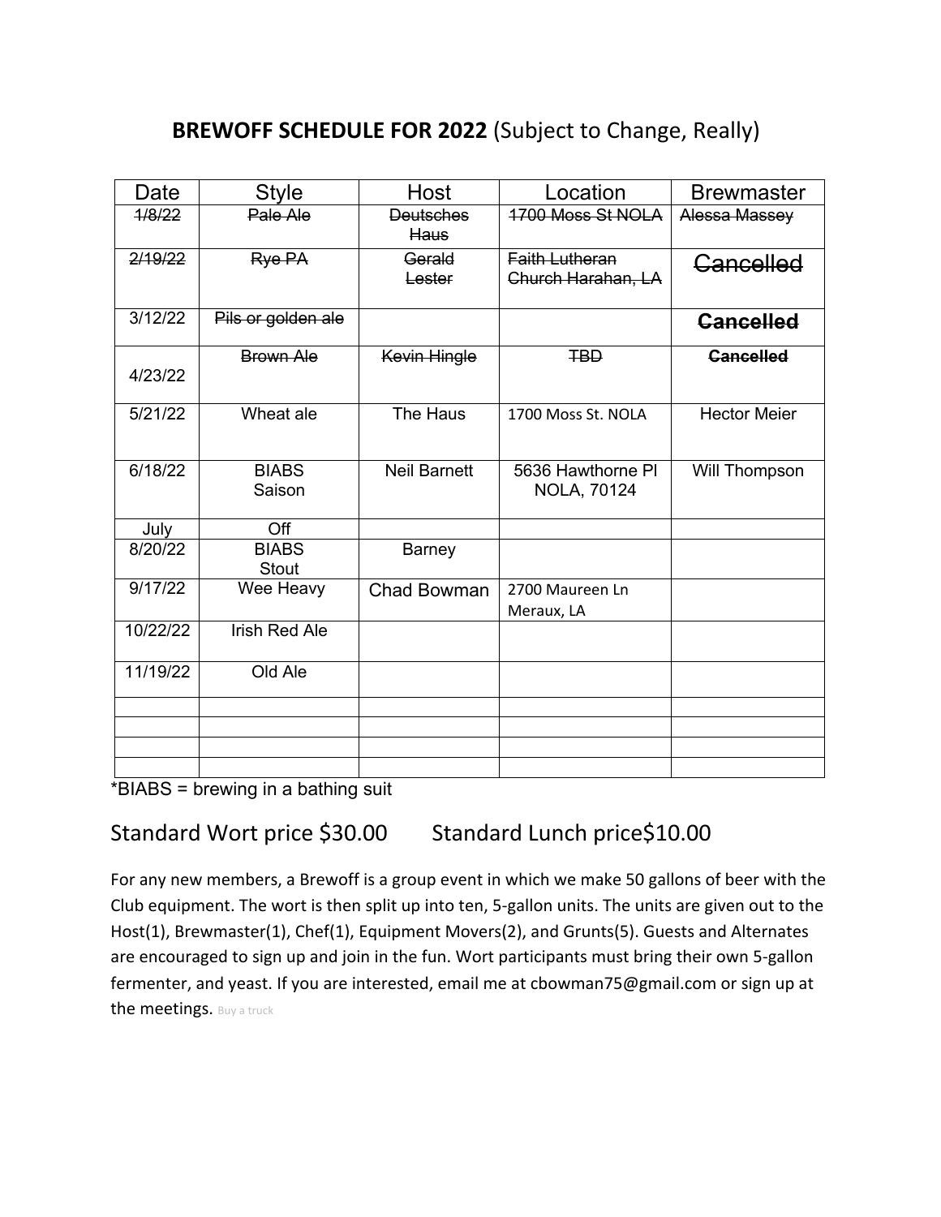# **BREWOFF SCHEDULE FOR 2022** (Subject to Change, Really)

| Date | Style | Host | Location | Brewmaster |
|---|---|---|---|---|
| ~~1/8/22~~ | ~~Pale Ale~~ | ~~Deutsches Haus~~ | ~~1700 Moss St NOLA~~ | ~~Alessa Massey~~ |
| ~~2/19/22~~ | ~~Rye PA~~ | ~~Gerald Lester~~ | ~~Faith Lutheran Church Harahan, LA~~ | ~~Cancelled~~ |
| 3/12/22 | ~~Pils or golden ale~~ | | | ~~**Cancelled**~~ |
| 4/23/22 | ~~Brown Ale~~ | ~~Kevin Hingle~~ | ~~TBD~~ | ~~**Cancelled**~~ |
| 5/21/22 | Wheat ale | The Haus | 1700 Moss St. NOLA | Hector Meier |
| 6/18/22 | BIABS Saison | Neil Barnett | 5636 Hawthorne Pl NOLA, 70124 | Will Thompson |
| July | Off | | | |
| 8/20/22 | BIABS Stout | Barney | | |
| 9/17/22 | Wee Heavy | Chad Bowman | 2700 Maureen Ln Meraux, LA | |
| 10/22/22 | Irish Red Ale | | | |
| 11/19/22 | Old Ale | | | |
| | | | | |
| | | | | |
| | | | | |
| | | | | |

*BIABS = brewing in a bathing suit

Standard Wort price $30.00 Standard Lunch price$10.00

For any new members, a Brewoff is a group event in which we make 50 gallons of beer with the Club equipment. The wort is then split up into ten, 5-gallon units. The units are given out to the Host(1), Brewmaster(1), Chef(1), Equipment Movers(2), and Grunts(5). Guests and Alternates are encouraged to sign up and join in the fun. Wort participants must bring their own 5-gallon fermenter, and yeast. If you are interested, email me at cbowman75@gmail.com or sign up at the meetings. Buy a truck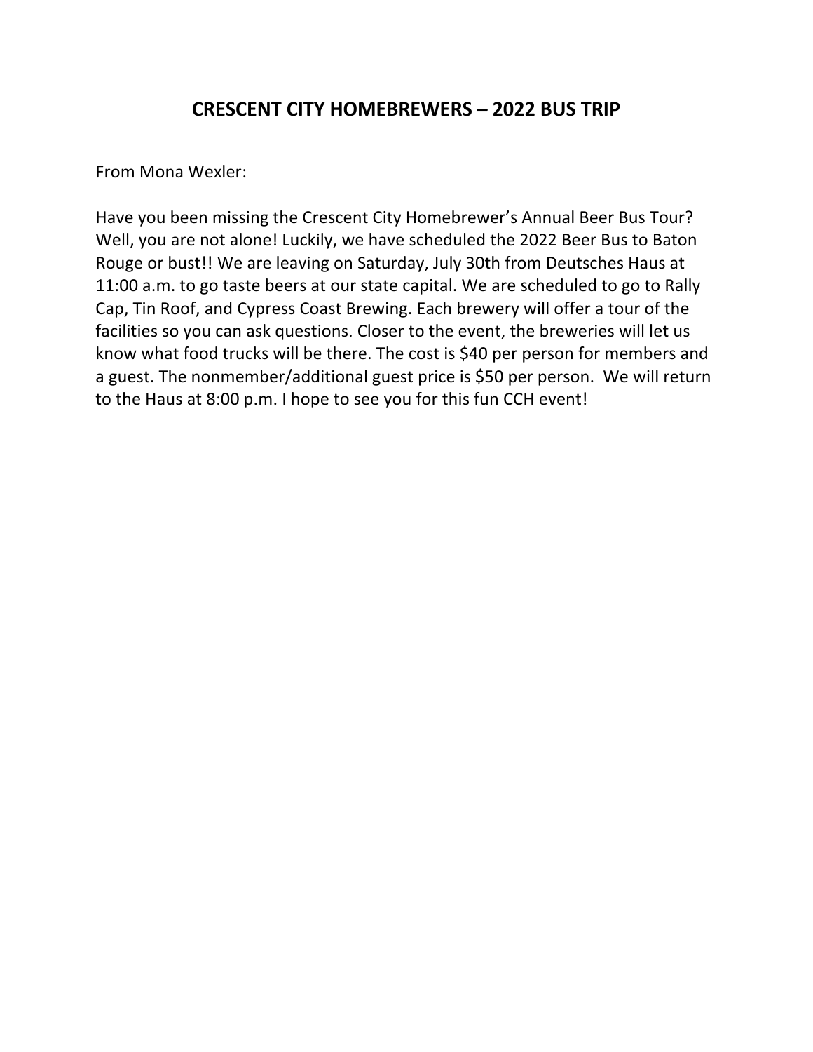# CRESCENT CITY HOMEBREWERS – 2022 BUS TRIP

From Mona Wexler:

Have you been missing the Crescent City Homebrewer's Annual Beer Bus Tour? Well, you are not alone! Luckily, we have scheduled the 2022 Beer Bus to Baton Rouge or bust!! We are leaving on Saturday, July 30th from Deutsches Haus at 11:00 a.m. to go taste beers at our state capital. We are scheduled to go to Rally Cap, Tin Roof, and Cypress Coast Brewing. Each brewery will offer a tour of the facilities so you can ask questions. Closer to the event, the breweries will let us know what food trucks will be there. The cost is $40 per person for members and a guest. The nonmember/additional guest price is $50 per person. We will return to the Haus at 8:00 p.m. I hope to see you for this fun CCH event!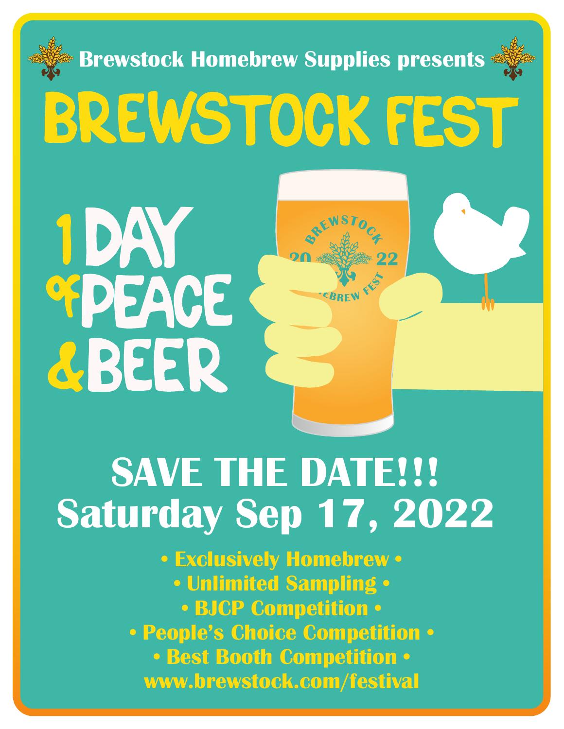Brewstock Homebrew Supplies presents

# BREWSTOCK FEST

1 DAY of PEACE & BEER

## SAVE THE DATE!!!

## Saturday Sep 17, 2022

• Exclusively Homebrew •
• Unlimited Sampling •
• BJCP Competition •
• People's Choice Competition •
• Best Booth Competition •

www.brewstock.com/festival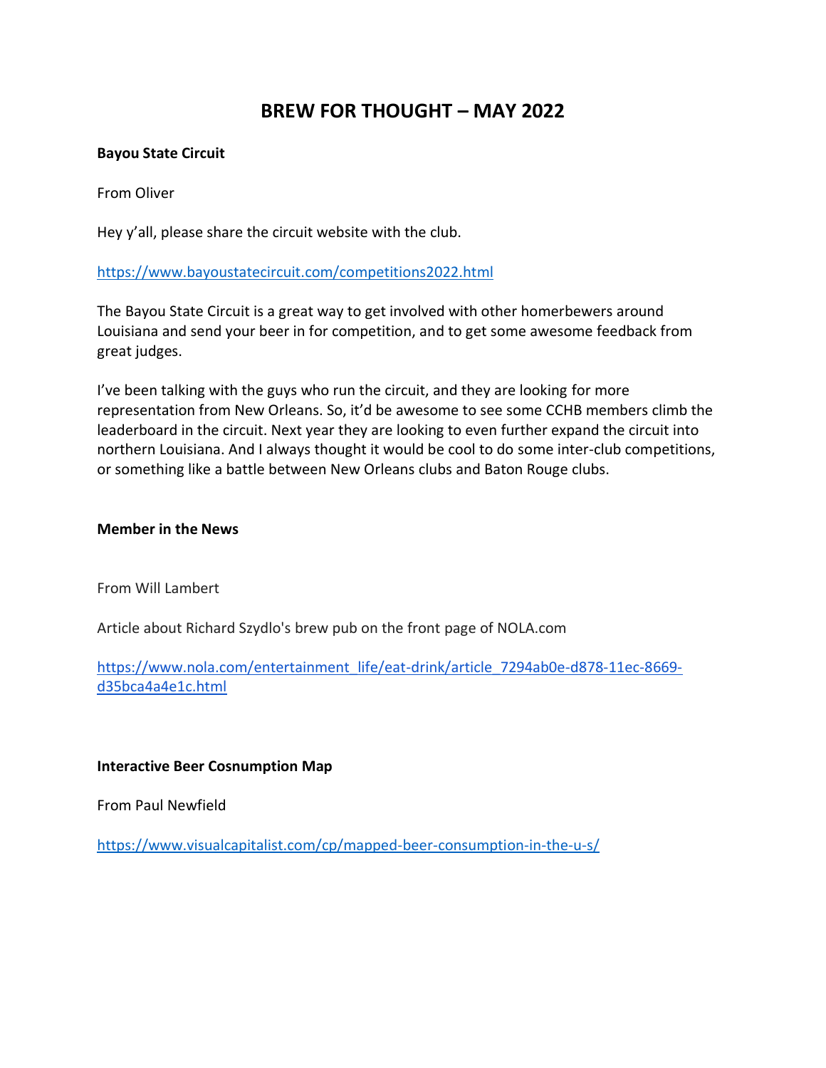# BREW FOR THOUGHT – MAY 2022

**Bayou State Circuit**

From Oliver

Hey y'all, please share the circuit website with the club.

https://www.bayoustatecircuit.com/competitions2022.html

The Bayou State Circuit is a great way to get involved with other homerbewers around Louisiana and send your beer in for competition, and to get some awesome feedback from great judges.

I've been talking with the guys who run the circuit, and they are looking for more representation from New Orleans. So, it'd be awesome to see some CCHB members climb the leaderboard in the circuit. Next year they are looking to even further expand the circuit into northern Louisiana. And I always thought it would be cool to do some inter-club competitions, or something like a battle between New Orleans clubs and Baton Rouge clubs.

**Member in the News**

From Will Lambert

Article about Richard Szydlo's brew pub on the front page of NOLA.com

https://www.nola.com/entertainment_life/eat-drink/article_7294ab0e-d878-11ec-8669-d35bca4a4e1c.html

**Interactive Beer Cosnumption Map**

From Paul Newfield

https://www.visualcapitalist.com/cp/mapped-beer-consumption-in-the-u-s/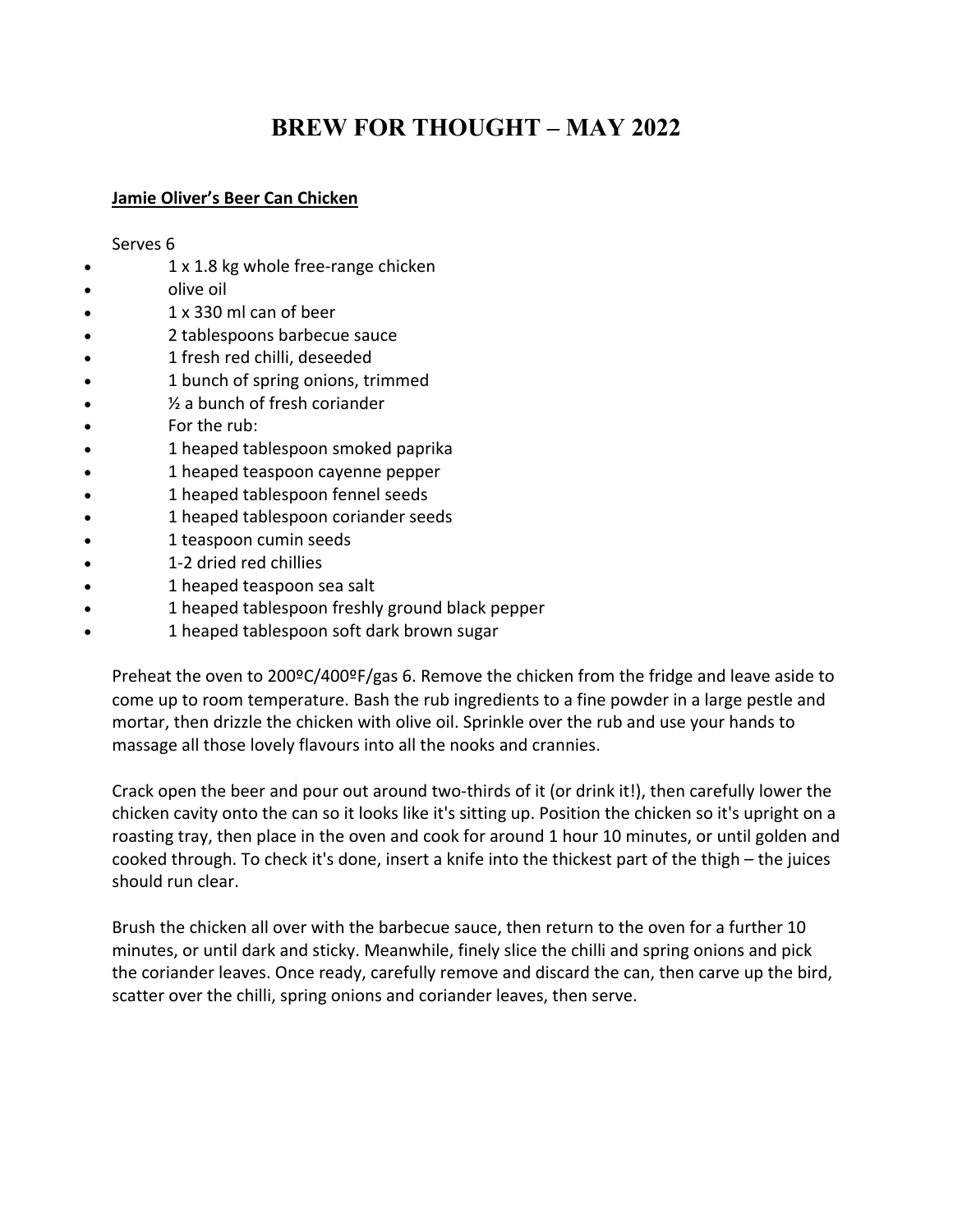# BREW FOR THOUGHT – MAY 2022

**Jamie Oliver's Beer Can Chicken**

Serves 6

- 1 x 1.8 kg whole free-range chicken
- olive oil
- 1 x 330 ml can of beer
- 2 tablespoons barbecue sauce
- 1 fresh red chilli, deseeded
- 1 bunch of spring onions, trimmed
- ½ a bunch of fresh coriander
- For the rub:
- 1 heaped tablespoon smoked paprika
- 1 heaped teaspoon cayenne pepper
- 1 heaped tablespoon fennel seeds
- 1 heaped tablespoon coriander seeds
- 1 teaspoon cumin seeds
- 1-2 dried red chillies
- 1 heaped teaspoon sea salt
- 1 heaped tablespoon freshly ground black pepper
- 1 heaped tablespoon soft dark brown sugar

Preheat the oven to 200ºC/400ºF/gas 6. Remove the chicken from the fridge and leave aside to come up to room temperature. Bash the rub ingredients to a fine powder in a large pestle and mortar, then drizzle the chicken with olive oil. Sprinkle over the rub and use your hands to massage all those lovely flavours into all the nooks and crannies.

Crack open the beer and pour out around two-thirds of it (or drink it!), then carefully lower the chicken cavity onto the can so it looks like it's sitting up. Position the chicken so it's upright on a roasting tray, then place in the oven and cook for around 1 hour 10 minutes, or until golden and cooked through. To check it's done, insert a knife into the thickest part of the thigh – the juices should run clear.

Brush the chicken all over with the barbecue sauce, then return to the oven for a further 10 minutes, or until dark and sticky. Meanwhile, finely slice the chilli and spring onions and pick the coriander leaves. Once ready, carefully remove and discard the can, then carve up the bird, scatter over the chilli, spring onions and coriander leaves, then serve.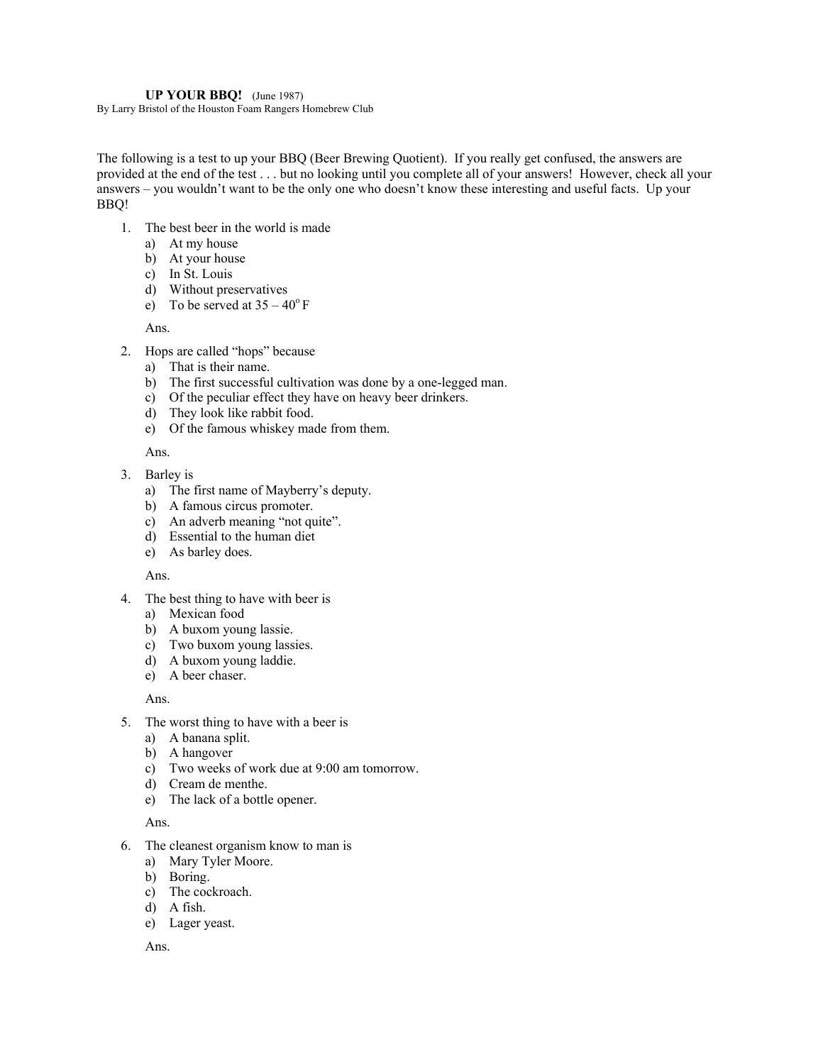**UP YOUR BBQ!** (June 1987)
By Larry Bristol of the Houston Foam Rangers Homebrew Club

The following is a test to up your BBQ (Beer Brewing Quotient). If you really get confused, the answers are provided at the end of the test . . . but no looking until you complete all of your answers! However, check all your answers – you wouldn't want to be the only one who doesn't know these interesting and useful facts. Up your BBQ!

1. The best beer in the world is made
   a) At my house
   b) At your house
   c) In St. Louis
   d) Without preservatives
   e) To be served at 35 – 40$^{o}$ F

   Ans.

2. Hops are called "hops" because
   a) That is their name.
   b) The first successful cultivation was done by a one-legged man.
   c) Of the peculiar effect they have on heavy beer drinkers.
   d) They look like rabbit food.
   e) Of the famous whiskey made from them.

   Ans.

3. Barley is
   a) The first name of Mayberry's deputy.
   b) A famous circus promoter.
   c) An adverb meaning "not quite".
   d) Essential to the human diet
   e) As barley does.

   Ans.

4. The best thing to have with beer is
   a) Mexican food
   b) A buxom young lassie.
   c) Two buxom young lassies.
   d) A buxom young laddie.
   e) A beer chaser.

   Ans.

5. The worst thing to have with a beer is
   a) A banana split.
   b) A hangover
   c) Two weeks of work due at 9:00 am tomorrow.
   d) Cream de menthe.
   e) The lack of a bottle opener.

   Ans.

6. The cleanest organism know to man is
   a) Mary Tyler Moore.
   b) Boring.
   c) The cockroach.
   d) A fish.
   e) Lager yeast.

   Ans.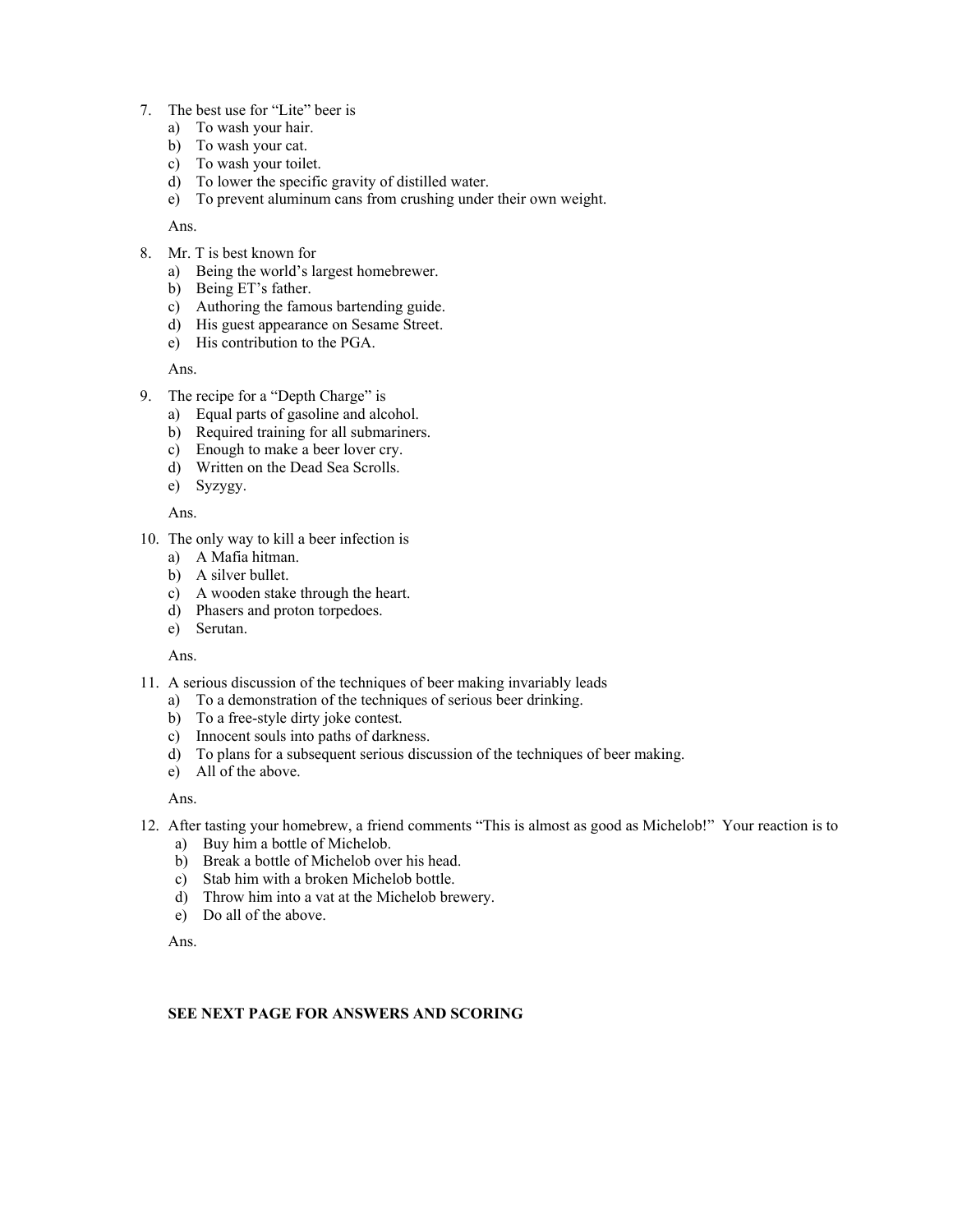7. The best use for "Lite" beer is
   a) To wash your hair.
   b) To wash your cat.
   c) To wash your toilet.
   d) To lower the specific gravity of distilled water.
   e) To prevent aluminum cans from crushing under their own weight.

   Ans.

8. Mr. T is best known for
   a) Being the world's largest homebrewer.
   b) Being ET's father.
   c) Authoring the famous bartending guide.
   d) His guest appearance on Sesame Street.
   e) His contribution to the PGA.

   Ans.

9. The recipe for a "Depth Charge" is
   a) Equal parts of gasoline and alcohol.
   b) Required training for all submariners.
   c) Enough to make a beer lover cry.
   d) Written on the Dead Sea Scrolls.
   e) Syzygy.

   Ans.

10. The only way to kill a beer infection is
    a) A Mafia hitman.
    b) A silver bullet.
    c) A wooden stake through the heart.
    d) Phasers and proton torpedoes.
    e) Serutan.

    Ans.

11. A serious discussion of the techniques of beer making invariably leads
    a) To a demonstration of the techniques of serious beer drinking.
    b) To a free-style dirty joke contest.
    c) Innocent souls into paths of darkness.
    d) To plans for a subsequent serious discussion of the techniques of beer making.
    e) All of the above.

    Ans.

12. After tasting your homebrew, a friend comments "This is almost as good as Michelob!" Your reaction is to
    a) Buy him a bottle of Michelob.
    b) Break a bottle of Michelob over his head.
    c) Stab him with a broken Michelob bottle.
    d) Throw him into a vat at the Michelob brewery.
    e) Do all of the above.

    Ans.

**SEE NEXT PAGE FOR ANSWERS AND SCORING**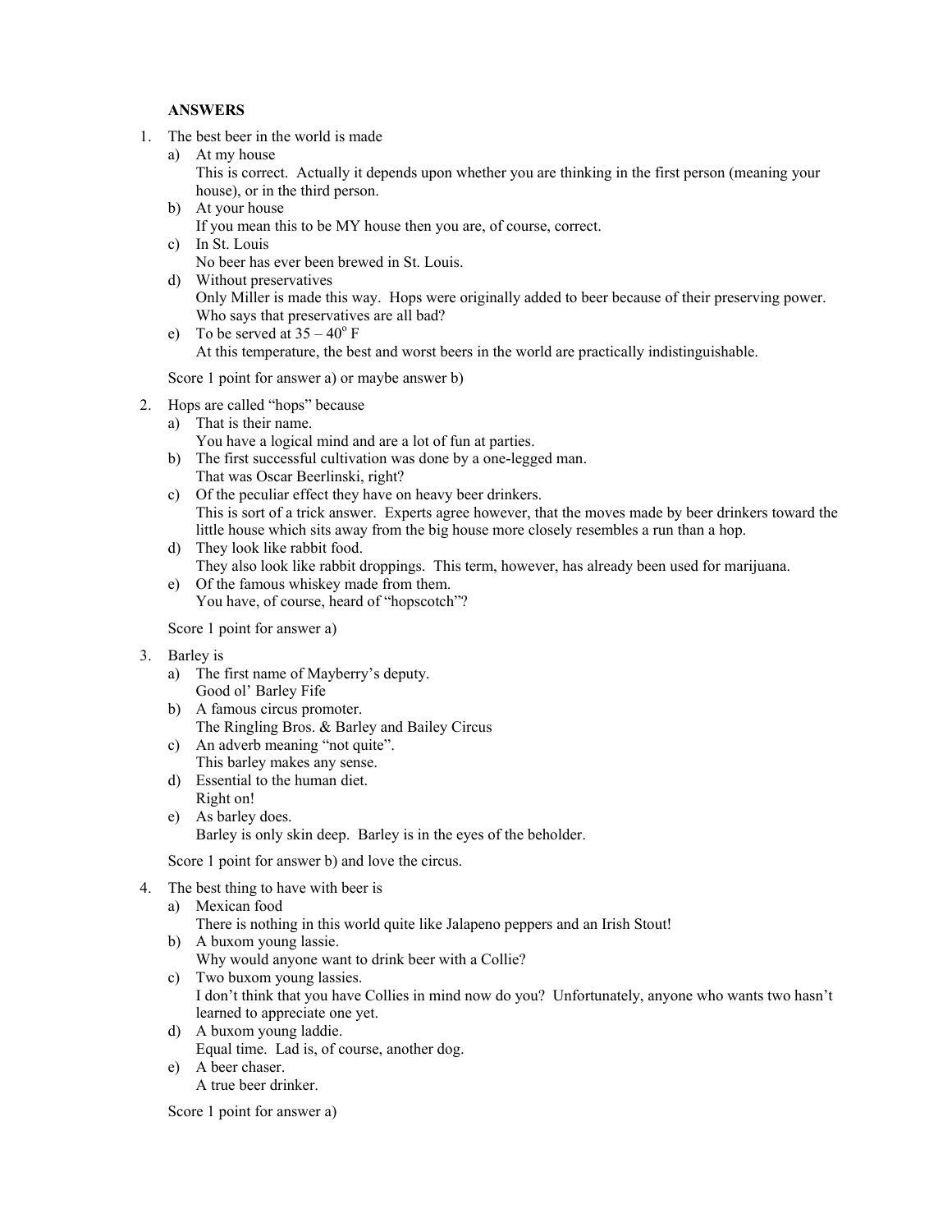**ANSWERS**

1. The best beer in the world is made
   a) At my house
      This is correct. Actually it depends upon whether you are thinking in the first person (meaning your house), or in the third person.
   b) At your house
      If you mean this to be MY house then you are, of course, correct.
   c) In St. Louis
      No beer has ever been brewed in St. Louis.
   d) Without preservatives
      Only Miller is made this way. Hops were originally added to beer because of their preserving power. Who says that preservatives are all bad?
   e) To be served at 35 – 40$^{o}$ F
      At this temperature, the best and worst beers in the world are practically indistinguishable.

   Score 1 point for answer a) or maybe answer b)

2. Hops are called "hops" because
   a) That is their name.
      You have a logical mind and are a lot of fun at parties.
   b) The first successful cultivation was done by a one-legged man.
      That was Oscar Beerlinski, right?
   c) Of the peculiar effect they have on heavy beer drinkers.
      This is sort of a trick answer. Experts agree however, that the moves made by beer drinkers toward the little house which sits away from the big house more closely resembles a run than a hop.
   d) They look like rabbit food.
      They also look like rabbit droppings. This term, however, has already been used for marijuana.
   e) Of the famous whiskey made from them.
      You have, of course, heard of "hopscotch"?

   Score 1 point for answer a)

3. Barley is
   a) The first name of Mayberry's deputy.
      Good ol' Barley Fife
   b) A famous circus promoter.
      The Ringling Bros. & Barley and Bailey Circus
   c) An adverb meaning "not quite".
      This barley makes any sense.
   d) Essential to the human diet.
      Right on!
   e) As barley does.
      Barley is only skin deep. Barley is in the eyes of the beholder.

   Score 1 point for answer b) and love the circus.

4. The best thing to have with beer is
   a) Mexican food
      There is nothing in this world quite like Jalapeno peppers and an Irish Stout!
   b) A buxom young lassie.
      Why would anyone want to drink beer with a Collie?
   c) Two buxom young lassies.
      I don't think that you have Collies in mind now do you? Unfortunately, anyone who wants two hasn't learned to appreciate one yet.
   d) A buxom young laddie.
      Equal time. Lad is, of course, another dog.
   e) A beer chaser.
      A true beer drinker.

   Score 1 point for answer a)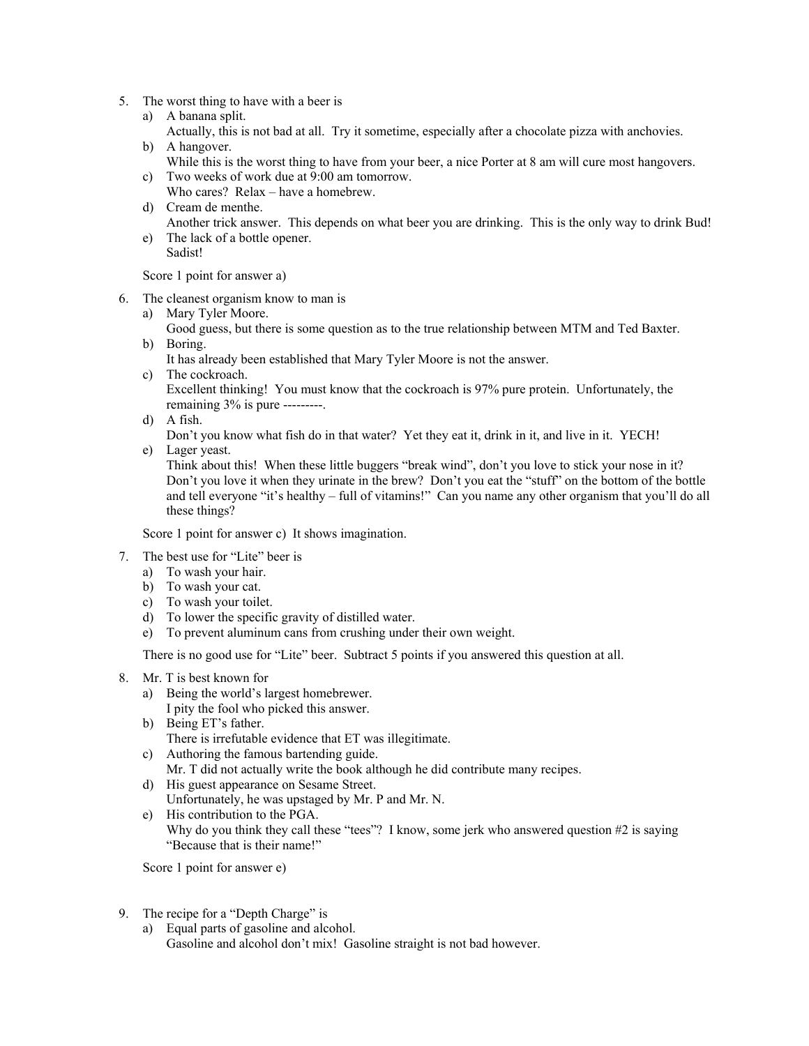5. The worst thing to have with a beer is
   a) A banana split.
      Actually, this is not bad at all. Try it sometime, especially after a chocolate pizza with anchovies.
   b) A hangover.
      While this is the worst thing to have from your beer, a nice Porter at 8 am will cure most hangovers.
   c) Two weeks of work due at 9:00 am tomorrow.
      Who cares? Relax – have a homebrew.
   d) Cream de menthe.
      Another trick answer. This depends on what beer you are drinking. This is the only way to drink Bud!
   e) The lack of a bottle opener.
      Sadist!

   Score 1 point for answer a)

6. The cleanest organism know to man is
   a) Mary Tyler Moore.
      Good guess, but there is some question as to the true relationship between MTM and Ted Baxter.
   b) Boring.
      It has already been established that Mary Tyler Moore is not the answer.
   c) The cockroach.
      Excellent thinking! You must know that the cockroach is 97% pure protein. Unfortunately, the remaining 3% is pure ---------.
   d) A fish.
      Don't you know what fish do in that water? Yet they eat it, drink in it, and live in it. YECH!
   e) Lager yeast.
      Think about this! When these little buggers "break wind", don't you love to stick your nose in it? Don't you love it when they urinate in the brew? Don't you eat the "stuff" on the bottom of the bottle and tell everyone "it's healthy – full of vitamins!" Can you name any other organism that you'll do all these things?

   Score 1 point for answer c) It shows imagination.

7. The best use for "Lite" beer is
   a) To wash your hair.
   b) To wash your cat.
   c) To wash your toilet.
   d) To lower the specific gravity of distilled water.
   e) To prevent aluminum cans from crushing under their own weight.

   There is no good use for "Lite" beer. Subtract 5 points if you answered this question at all.

8. Mr. T is best known for
   a) Being the world's largest homebrewer.
      I pity the fool who picked this answer.
   b) Being ET's father.
      There is irrefutable evidence that ET was illegitimate.
   c) Authoring the famous bartending guide.
      Mr. T did not actually write the book although he did contribute many recipes.
   d) His guest appearance on Sesame Street.
      Unfortunately, he was upstaged by Mr. P and Mr. N.
   e) His contribution to the PGA.
      Why do you think they call these "tees"? I know, some jerk who answered question #2 is saying "Because that is their name!"

   Score 1 point for answer e)

9. The recipe for a "Depth Charge" is
   a) Equal parts of gasoline and alcohol.
      Gasoline and alcohol don't mix! Gasoline straight is not bad however.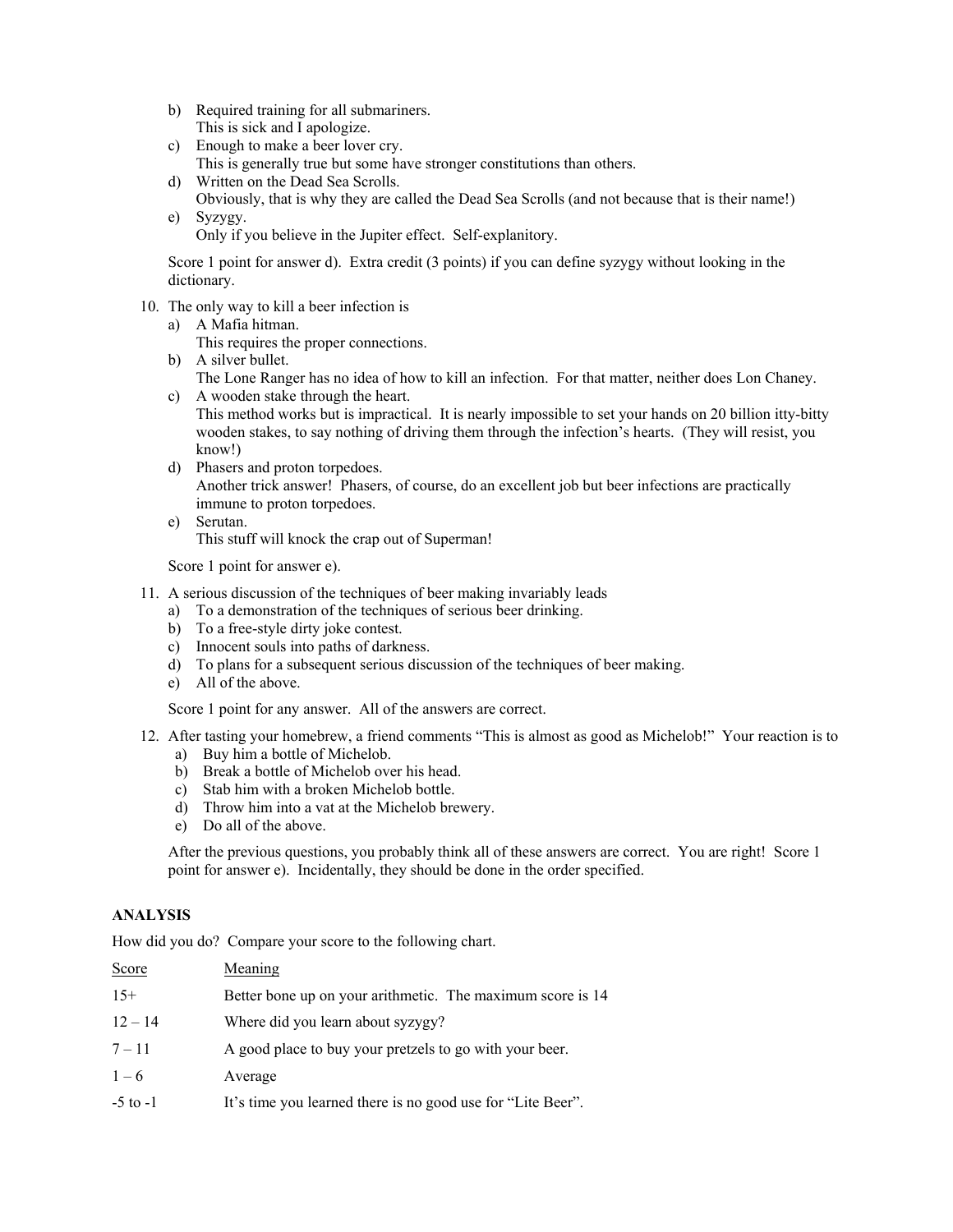b) Required training for all submariners.
   This is sick and I apologize.
c) Enough to make a beer lover cry.
   This is generally true but some have stronger constitutions than others.
d) Written on the Dead Sea Scrolls.
   Obviously, that is why they are called the Dead Sea Scrolls (and not because that is their name!)
e) Syzygy.
   Only if you believe in the Jupiter effect. Self-explanitory.

Score 1 point for answer d). Extra credit (3 points) if you can define syzygy without looking in the dictionary.

10. The only way to kill a beer infection is
    a) A Mafia hitman.
       This requires the proper connections.
    b) A silver bullet.
       The Lone Ranger has no idea of how to kill an infection. For that matter, neither does Lon Chaney.
    c) A wooden stake through the heart.
       This method works but is impractical. It is nearly impossible to set your hands on 20 billion itty-bitty wooden stakes, to say nothing of driving them through the infection's hearts. (They will resist, you know!)
    d) Phasers and proton torpedoes.
       Another trick answer! Phasers, of course, do an excellent job but beer infections are practically immune to proton torpedoes.
    e) Serutan.
       This stuff will knock the crap out of Superman!

    Score 1 point for answer e).

11. A serious discussion of the techniques of beer making invariably leads
    a) To a demonstration of the techniques of serious beer drinking.
    b) To a free-style dirty joke contest.
    c) Innocent souls into paths of darkness.
    d) To plans for a subsequent serious discussion of the techniques of beer making.
    e) All of the above.

    Score 1 point for any answer. All of the answers are correct.

12. After tasting your homebrew, a friend comments "This is almost as good as Michelob!" Your reaction is to
    a) Buy him a bottle of Michelob.
    b) Break a bottle of Michelob over his head.
    c) Stab him with a broken Michelob bottle.
    d) Throw him into a vat at the Michelob brewery.
    e) Do all of the above.

    After the previous questions, you probably think all of these answers are correct. You are right! Score 1 point for answer e). Incidentally, they should be done in the order specified.

**ANALYSIS**

How did you do? Compare your score to the following chart.

| Score | Meaning |
|---|---|
| 15+ | Better bone up on your arithmetic. The maximum score is 14 |
| 12 – 14 | Where did you learn about syzygy? |
| 7 – 11 | A good place to buy your pretzels to go with your beer. |
| 1 – 6 | Average |
| -5 to -1 | It's time you learned there is no good use for "Lite Beer". |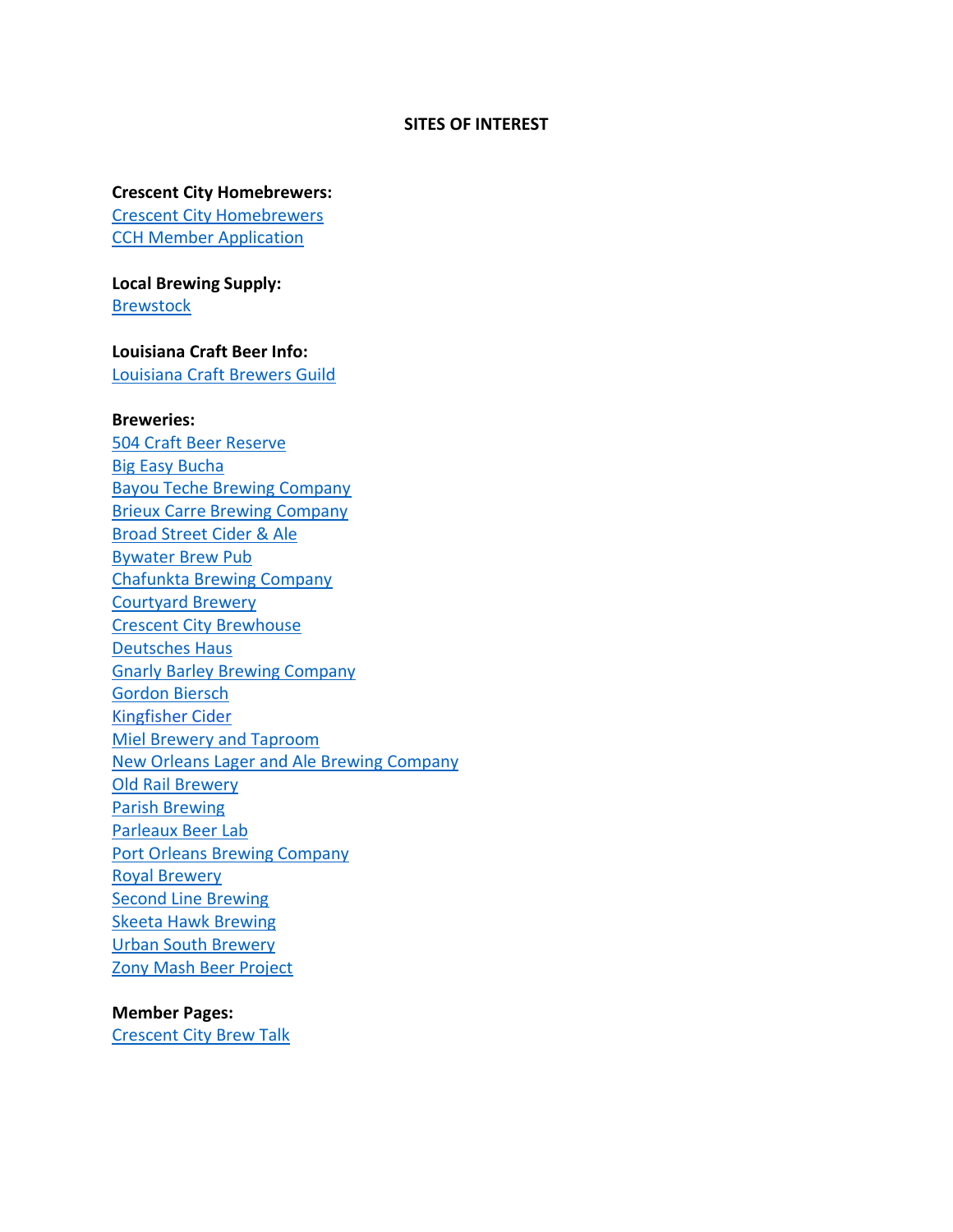# SITES OF INTEREST

**Crescent City Homebrewers:**
Crescent City Homebrewers
CCH Member Application

**Local Brewing Supply:**
Brewstock

**Louisiana Craft Beer Info:**
Louisiana Craft Brewers Guild

**Breweries:**
504 Craft Beer Reserve
Big Easy Bucha
Bayou Teche Brewing Company
Brieux Carre Brewing Company
Broad Street Cider & Ale
Bywater Brew Pub
Chafunkta Brewing Company
Courtyard Brewery
Crescent City Brewhouse
Deutsches Haus
Gnarly Barley Brewing Company
Gordon Biersch
Kingfisher Cider
Miel Brewery and Taproom
New Orleans Lager and Ale Brewing Company
Old Rail Brewery
Parish Brewing
Parleaux Beer Lab
Port Orleans Brewing Company
Royal Brewery
Second Line Brewing
Skeeta Hawk Brewing
Urban South Brewery
Zony Mash Beer Project

**Member Pages:**
Crescent City Brew Talk